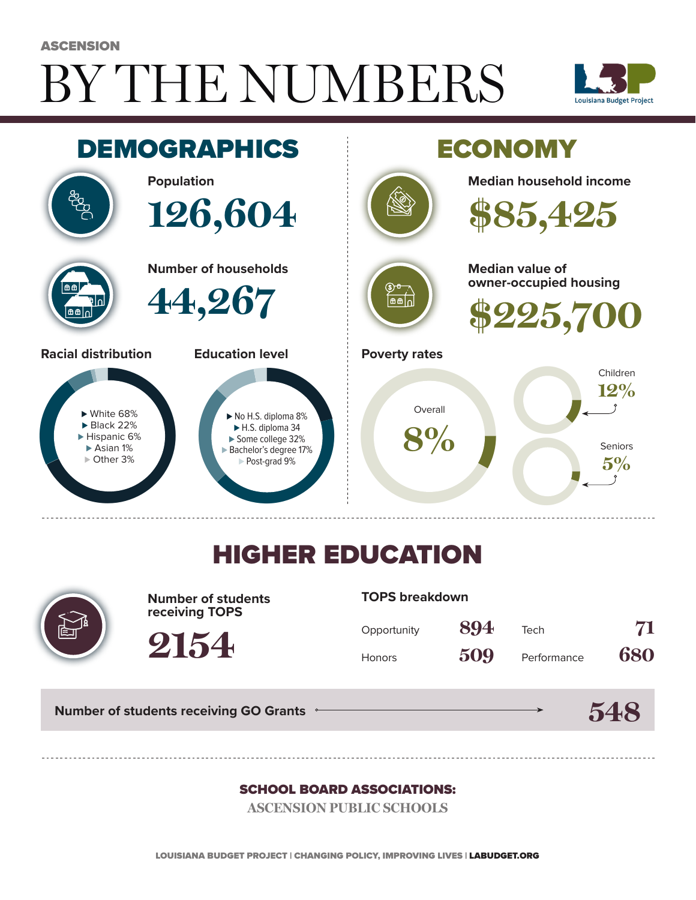ASCENSION

# BY THE NUMBERS

Louisiana Budget Project

## DEMOGRAPHICS

**Population**

126,604

**Number of households**

44,267

**Racial distribution**

- White 68%
- Black 22%
- Hispanic 6%
- Asian 1%
- Other 3%

**Education level**

- No H.S. diploma 8%
- H.S. diploma 34
- Some college 32%
- Bachelor's degree 17%
- Post-grad 9%

## ECONOMY

**Median household income**

$85,425

**Median value of owner-occupied housing**

$225,700

**Poverty rates**

Overall 8%

Children 12%

Seniors 5%

## HIGHER EDUCATION

**Number of students receiving TOPS**

2154

**TOPS breakdown**

| | | | |
|---|---|---|---|
| Opportunity | 894 | Tech | 71 |
| Honors | 509 | Performance | 680 |

**Number of students receiving GO Grants** → 548

**SCHOOL BOARD ASSOCIATIONS:**

ASCENSION PUBLIC SCHOOLS

LOUISIANA BUDGET PROJECT | CHANGING POLICY, IMPROVING LIVES | LABUDGET.ORG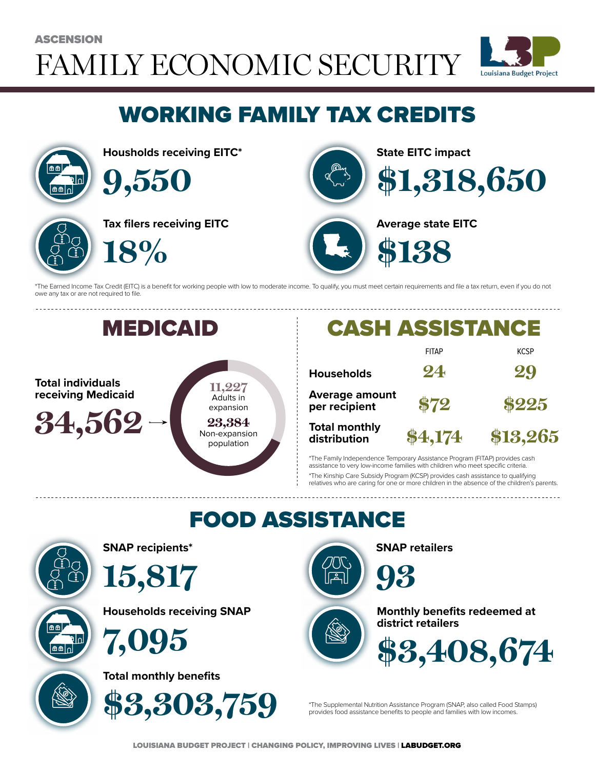ASCENSION

# FAMILY ECONOMIC SECURITY

Louisiana Budget Project

## WORKING FAMILY TAX CREDITS

**Households receiving EITC***

**9,550**

**State EITC impact**

**$1,318,650**

**Tax filers receiving EITC**

**18%**

**Average state EITC**

**$138**

*The Earned Income Tax Credit (EITC) is a benefit for working people with low to moderate income. To qualify, you must meet certain requirements and file a tax return, even if you do not owe any tax or are not required to file.

## MEDICAID

**Total individuals receiving Medicaid**

**34,562**

11,227
Adults in expansion

23,384
Non-expansion population

## CASH ASSISTANCE

| | FITAP | KCSP |
|---|---|---|
| **Households** | 24 | 29 |
| **Average amount per recipient** | $72 | $225 |
| **Total monthly distribution** | $4,174 | $13,265 |

*The Family Independence Temporary Assistance Program (FITAP) provides cash assistance to very low-income families with children who meet specific criteria.

*The Kinship Care Subsidy Program (KCSP) provides cash assistance to qualifying relatives who are caring for one or more children in the absence of the children's parents.

## FOOD ASSISTANCE

**SNAP recipients***

**15,817**

**Households receiving SNAP**

**7,095**

**Total monthly benefits**

**$3,303,759**

**SNAP retailers**

**93**

**Monthly benefits redeemed at district retailers**

**$3,408,674**

*The Supplemental Nutrition Assistance Program (SNAP, also called Food Stamps) provides food assistance benefits to people and families with low incomes.

LOUISIANA BUDGET PROJECT | CHANGING POLICY, IMPROVING LIVES | LABUDGET.ORG